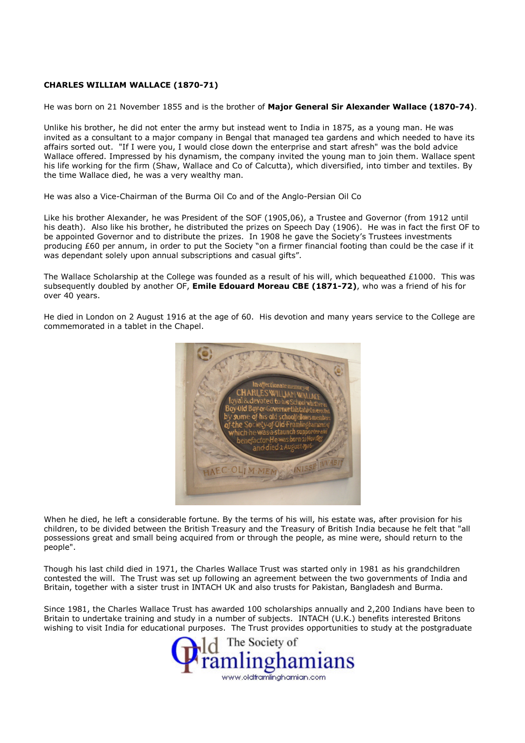**CHARLES WILLIAM WALLACE (1870-71)**

He was born on 21 November 1855 and is the brother of **Major General Sir Alexander Wallace (1870-74)**.

Unlike his brother, he did not enter the army but instead went to India in 1875, as a young man. He was invited as a consultant to a major company in Bengal that managed tea gardens and which needed to have its affairs sorted out. "If I were you, I would close down the enterprise and start afresh" was the bold advice Wallace offered. Impressed by his dynamism, the company invited the young man to join them. Wallace spent his life working for the firm (Shaw, Wallace and Co of Calcutta), which diversified, into timber and textiles. By the time Wallace died, he was a very wealthy man.

He was also a Vice-Chairman of the Burma Oil Co and of the Anglo-Persian Oil Co

Like his brother Alexander, he was President of the SOF (1905,06), a Trustee and Governor (from 1912 until his death). Also like his brother, he distributed the prizes on Speech Day (1906). He was in fact the first OF to be appointed Governor and to distribute the prizes. In 1908 he gave the Society's Trustees investments producing £60 per annum, in order to put the Society "on a firmer financial footing than could be the case if it was dependant solely upon annual subscriptions and casual gifts".

The Wallace Scholarship at the College was founded as a result of his will, which bequeathed £1000. This was subsequently doubled by another OF, **Emile Edouard Moreau CBE (1871-72)**, who was a friend of his for over 40 years.

He died in London on 2 August 1916 at the age of 60. His devotion and many years service to the College are commemorated in a tablet in the Chapel.

When he died, he left a considerable fortune. By the terms of his will, his estate was, after provision for his children, to be divided between the British Treasury and the Treasury of British India because he felt that "all possessions great and small being acquired from or through the people, as mine were, should return to the people".

Though his last child died in 1971, the Charles Wallace Trust was started only in 1981 as his grandchildren contested the will. The Trust was set up following an agreement between the two governments of India and Britain, together with a sister trust in INTACH UK and also trusts for Pakistan, Bangladesh and Burma.

Since 1981, the Charles Wallace Trust has awarded 100 scholarships annually and 2,200 Indians have been to Britain to undertake training and study in a number of subjects. INTACH (U.K.) benefits interested Britons wishing to visit India for educational purposes. The Trust provides opportunities to study at the postgraduate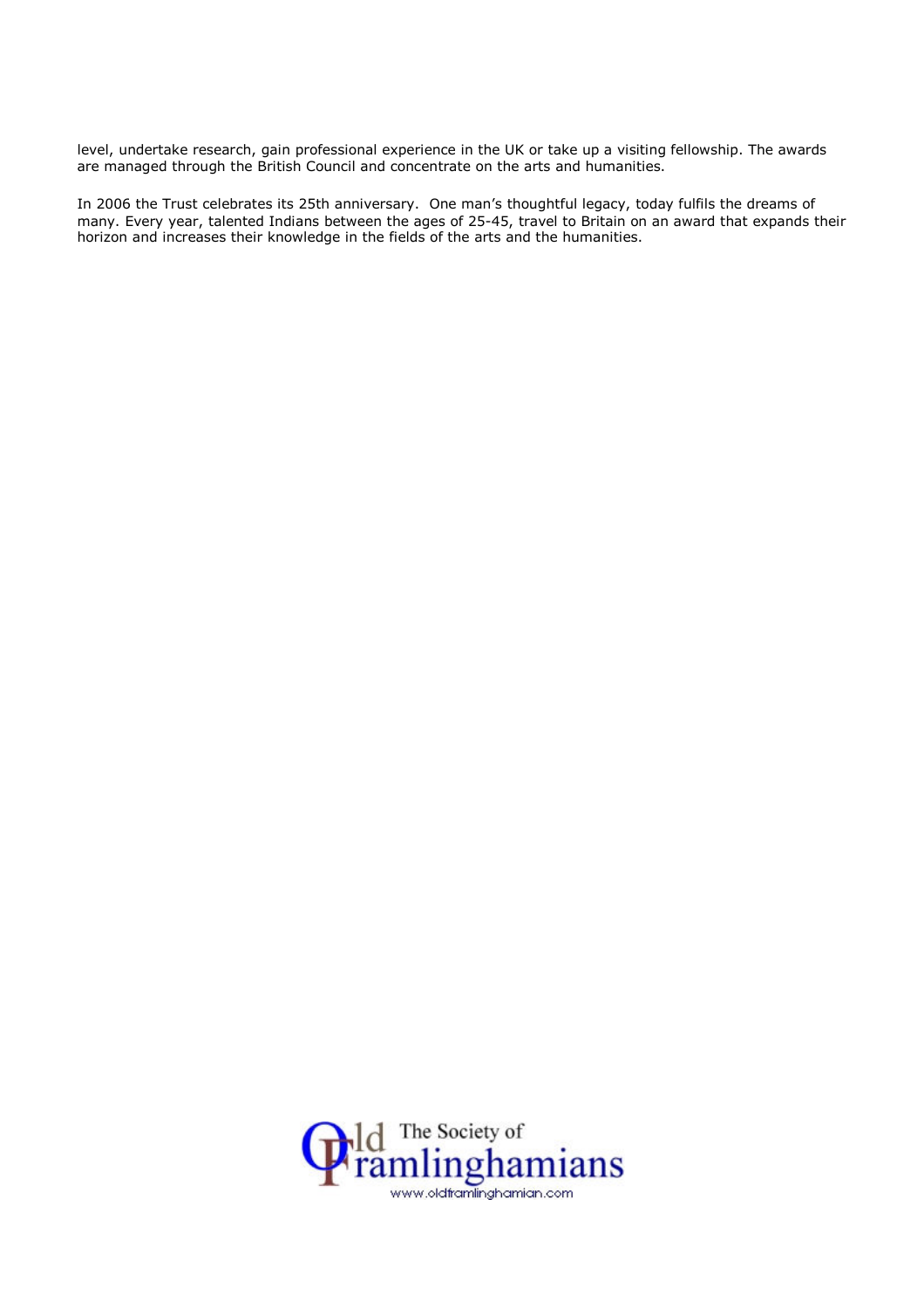level, undertake research, gain professional experience in the UK or take up a visiting fellowship. The awards are managed through the British Council and concentrate on the arts and humanities.

In 2006 the Trust celebrates its 25th anniversary. One man's thoughtful legacy, today fulfils the dreams of many. Every year, talented Indians between the ages of 25-45, travel to Britain on an award that expands their horizon and increases their knowledge in the fields of the arts and the humanities.